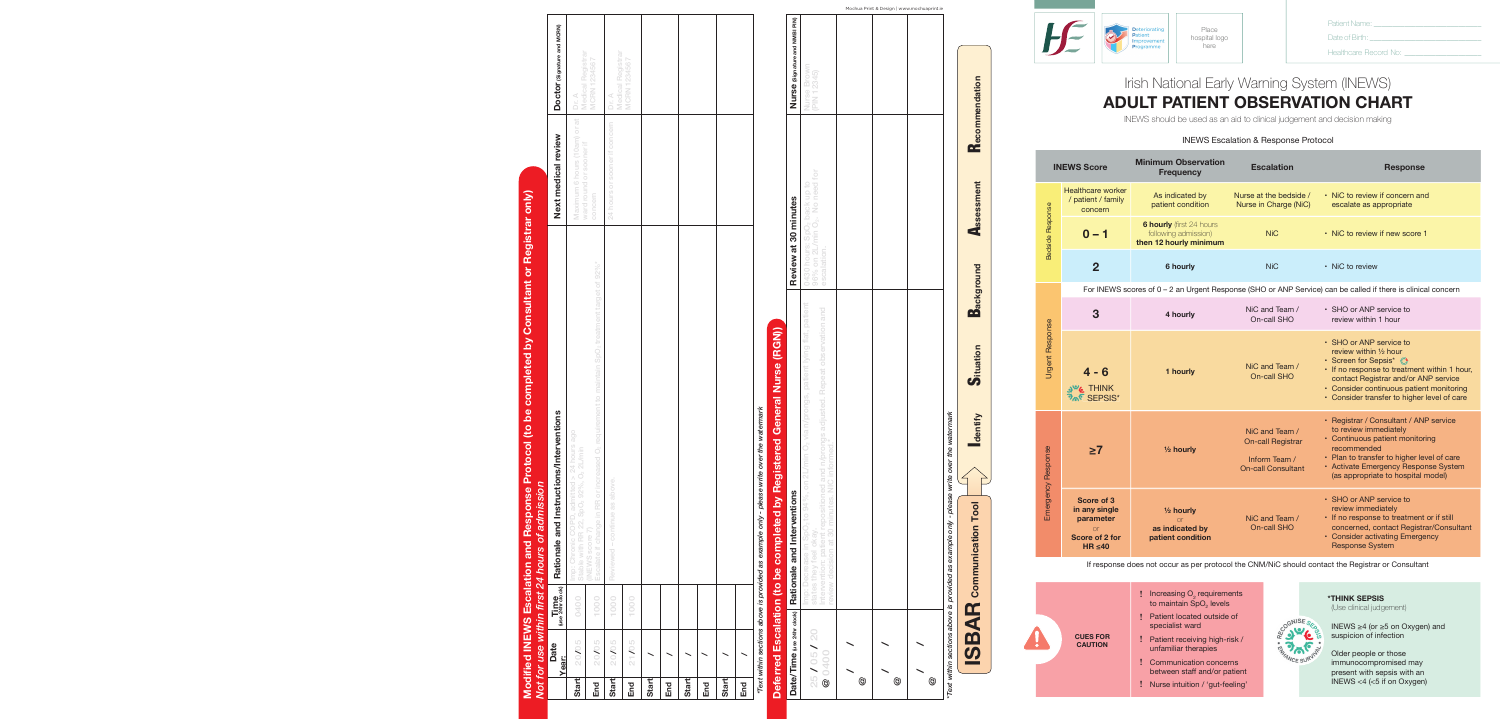# Modified INEWS Escalation and Response Protocol (to be completed by Consultant or Registrar only)

*Not for use within first 24 hours of admission*

| | Date Year: | Time (use 24hr clock) | Rationale and Instructions/Interventions | Next medical review | Doctor (Signature and MCRN) |
|---|---|---|---|---|---|
| Start | 21/1/15 | 0800 | Eg: Chronic COPD patient admitted 28 hours ago. Stable with RR 22, $SpO_2$ 90%, $O_2$ 2L/min (INEWS Score 7). Escalate if change in RR or increased $O_2$ requirement to maintain $SpO_2$ treatment target of 92% | Maximum 8 hours (10am) or on ward round or sooner if concern | Dr. A Medical Registrar MCRN 123457 |
| End | 22/1/15 | 1000 | | | |
| Start | 22/1/15 | 1000 | Reviewed – continue as above | 24 hours (or sooner if concern) | Dr. A Medical Registrar MCRN 123457 |
| End | 23/1/15 | 1000 | | | |
| Start | / / | | | | |
| End | / / | | | | |
| Start | / / | | | | |
| End | / / | | | | |
| Start | / / | | | | |
| End | / / | | | | |

*Text within sections above is provided as example only - please write over the watermark

# Deferred Escalation (to be completed by Registered General Nurse (RGN))

| Date/Time (use 24hr clock) | Rationale and Interventions | Review at 30 minutes | Nurse (Signature and NMBI PIN) |
|---|---|---|---|
| 25 / 05 / 20 @ 04:00 | Pt's observation – $SpO_2$ to 91% on 2L/min $O_2$ via nasal prongs, patient says that nasal prongs have fallen out during sleep. Patient repositioned and nasal prongs adjusted. Repeat observation and review in 30 minutes. NiC informed | $SpO_2$ now 94% on 2L/min $O_2$. No need for escalation. | Nurse Brown (PIN 123456) |
| / / @ | | | |
| / / @ | | | |
| / / @ | | | |

*Text within sections above is provided as example only - please write over the watermark

**ISBAR Communication Tool**

**I**dentify | **S**ituation | **B**ackground | **A**ssessment | **R**ecommendation

---

Place hospital logo here

Patient Name: ______________________

Date of Birth: ______________________

Healthcare Record No: ______________________

# Irish National Early Warning System (INEWS)

# ADULT PATIENT OBSERVATION CHART

INEWS should be used as an aid to clinical judgement and decision making

## INEWS Escalation & Response Protocol

| | INEWS Score | Minimum Observation Frequency | Escalation | Response |
|---|---|---|---|---|
| Bedside Response | Healthcare worker / patient / family concern | As indicated by patient condition | Nurse at the bedside / Nurse in Charge (NiC) | • NiC to review if concern and escalate as appropriate |
| | 0 – 1 | **6 hourly** (first 24 hours following admission) **then 12 hourly minimum** | NiC | • NiC to review if new score 1 |
| | 2 | 6 hourly | NiC | • NiC to review |
| | For INEWS scores of 0 – 2 an Urgent Response (SHO or ANP Service) can be called if there is clinical concern | | | |
| Urgent Response | 3 | 4 hourly | NiC and Team / On-call SHO | • SHO or ANP service to review within 1 hour |
| | 4 – 6 THINK SEPSIS* | 1 hourly | NiC and Team / On-call SHO | • SHO or ANP service to review within ½ hour • Screen for Sepsis* • If no response to treatment within 1 hour, contact Registrar and/or ANP service • Consider continuous patient monitoring • Consider transfer to higher level of care |
| Emergency Response | ≥7 | ½ hourly | NiC and Team / On-call Registrar Inform Team / On-call Consultant | • Registrar / Consultant / ANP service to review immediately • Continuous patient monitoring recommended • Plan to transfer to higher level of care • Activate Emergency Response System (as appropriate to hospital model) |
| | Score of 3 in any single parameter or Score of 2 for HR ≤40 | ½ hourly or as indicated by patient condition | NiC and Team / On-call SHO | • SHO or ANP service to review immediately • If no response to treatment or if still concerned, contact Registrar/Consultant • Consider activating Emergency Response System |

If response does not occur as per protocol the CNM/NiC should contact the Registrar or Consultant

**CUES FOR CAUTION**

- ! Increasing $O_2$ requirements to maintain $SpO_2$ levels
- ! Patient located outside of specialist ward
- ! Patient receiving high-risk / unfamiliar therapies
- ! Communication concerns between staff and/or patient
- ! Nurse intuition / 'gut-feeling'

**\*THINK SEPSIS**
(Use clinical judgement)

INEWS ≥4 (or ≥5 on Oxygen) and suspicion of infection

Older people or those immunocompromised may present with sepsis with an INEWS <4 (<5 if on Oxygen)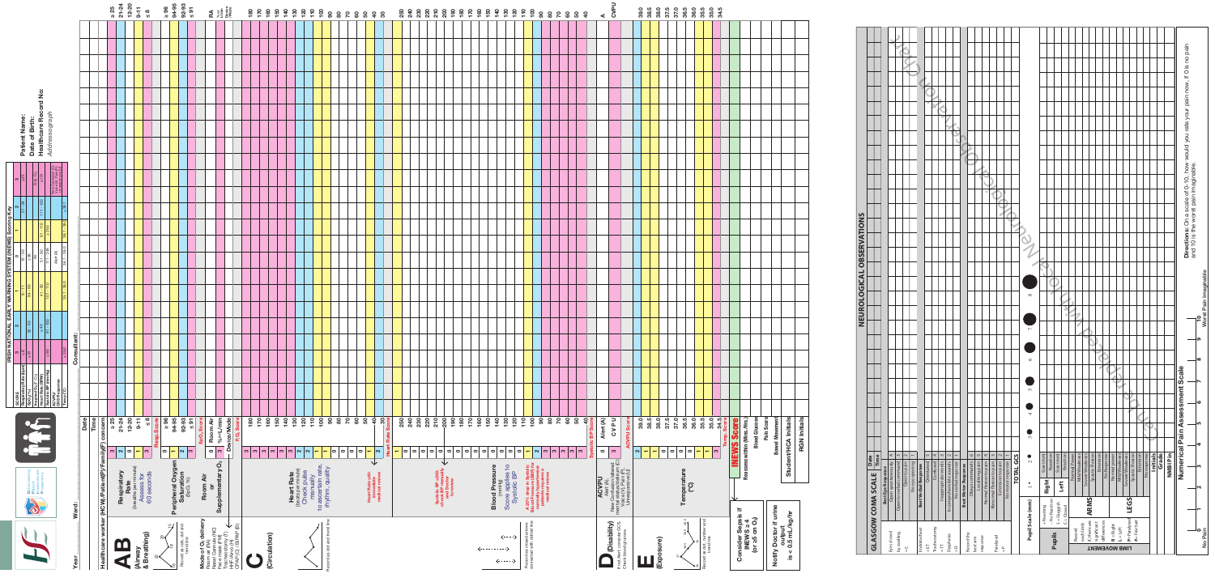# IRISH NATIONAL EARLY WARNING SYSTEM (INEWS) Scoring Key

| SCORE | 3 | 2 | 1 | 0 | 1 | 2 | 3 |
|---|---|---|---|---|---|---|---|
| Respiratory Rate (bpm) | ≤ 8 | | 9-11 | 12-20 | | 21-24 | ≥ 25 |
| $SpO_2$ (%) | ≤ 91 | 92-93 | 94-95 | ≥ 96 | | | |
| Inspired $O_2$ ($FiO_2$) | | | | Air | | | Any $O_2$ |
| Heart Rate (BPM) | ≤ 40 | | 41 - 50 | 51 - 90 | 91 - 110 | 111 - 130 | ≥ 131 |
| Systolic BP (mmHg) | ≤ 90 | 91 - 100 | 101 - 110 | 111 - 249 | ≥ 250 | | |
| ACVPU | | | | Alert (A) | | | New Confusion (C), Voice (V), Pain (P), Unresponsive (U) |
| Temp (°C) | ≤ 35.0 | | 35.1 - 36.0 | 36.1 - 38.0 | 38.1 - 39.0 | ≥ 39.1 | |

**Patient Name:**

**Date of Birth:**

**Healthcare Record No:**

*Addressograph*

Year: ______ Ward: ______ Consultant: ______

Date

Time

Healthcare worker (HCW)/Patient(P)/Family(F) concern

## AB (Airway & Breathing)

Record rate, dot and trend line

**Respiratory Rate** (breaths per minute) Assess for 60 seconds

| Score | Range |
|---|---|
| 3 | ≥ 25 |
| 2 | 21-24 |
| 0 | 12-20 |
| 1 | 9-11 |
| 3 | ≤ 8 |

Resp Score

**Peripheral Oxygen Saturation** ($SpO_2$ %)

| Score | Range |
|---|---|
| 0 | ≥ 96 |
| 1 | 94-95 |
| 2 | 92-93 |
| 3 | ≤ 91 |

$SpO_2$ Score

**Mode of $O_2$ delivery**
Room air (RA)
Nasal Cannula (NC)
Face mask (FM)
Tracheostomy (T)
HHF/Airvo (H)
CPAP (C) / BiPAP (B)

**Room Air or Supplementary $O_2$**

| Score | |
|---|---|
| 0 | Room Air (RA) |
| 3 | %/ L/min |
| | Device/Mode |

$FiO_2$ Score

## C (Circulation)

Record rate dot and trend line

Record systolic blood pressure arrow connected with a dotted line

**Heart Rate** (beats per minute) Check pulse manually to ascertain rate, rhythm, quality

| Score | Range |
|---|---|
| 3 | 180 |
| 3 | 170 |
| 3 | 160 |
| 3 | 150 |
| 3 | 140 |
| 2 | 130 |
| 2 | 120 |
| 1 | 110 |
| 1 | 100 |
| 0 | 90 |
| 0 | 80 |
| 0 | 70 |
| 0 | 60 |
| 1 | 50 |
| 1 | 40 |
| 3 | 30 |

Heart Rate ≥ 40: immediate medical review

Heart Rate Score

**Blood Pressure** (mmHg) Score applies to Systolic BP

Systolic BP ≥ 200: clinically escalate and monitor for review

A 30% drop in Systolic BP or Systolic BP < 90 for normally hypertensive patients requires a medical review

| Score | Range |
|---|---|
| 1 | 250 |
| 0 | 240 |
| 0 | 230 |
| 0 | 220 |
| 0 | 210 |
| 0 | 200 |
| 0 | 190 |
| 0 | 180 |
| 0 | 170 |
| 0 | 160 |
| 0 | 150 |
| 0 | 140 |
| 0 | 130 |
| 0 | 120 |
| 1 | 110 |
| 2 | 100 |
| 3 | 90 |
| 3 | 80 |
| 3 | 70 |
| 3 | 60 |
| 3 | 50 |
| 3 | 40 |

Systolic BP Score

## D (Disability)

If not Alert, consider CNS. Check blood glucose.

**ACVPU**
Alert (A)
New Confusion/altered mental status/delirium (C)
Voice (V) Pain (P)
Unresponsive (U)

| Score | |
|---|---|
| 0 | Alert (A) |
| 3 | C V P U |

ACVPU Score

## E (Exposure)

Record as dot with number and trend line

**Temperature** (°C)

| Score | Range |
|---|---|
| 2 | 39.0 |
| 1 | 38.5 |
| 1 | 38.0 |
| 0 | 37.5 |
| 0 | 37.0 |
| 0 | 36.5 |
| 1 | 36.0 |
| 1 | 35.5 |
| 3 | 35.0 |
| 3 | 34.5 |

Temp Score

**INEWS Score**

Consider Sepsis if INEWS ≥ 4 (or ≥ 5 on $O_2$)

Reassess within (Mins, Hrs.)

Blood Glucose

Notify Doctor if urine output is < 0.5 mL/kg/hr

Pain Score

Bowel Movement

Student/HCA Initials

RGN Initials

# NEUROLOGICAL OBSERVATIONS

## GLASGOW COMA SCALE

Date

Time

| | Response | Score |
|---|---|---|
| **Eyes Opening** | | |
| Eyes closed by swelling = C | Open spontaneously | 4 |
| | Open to verbal command | 3 |
| | Open to pain | 2 |
| | No eye opening | 1 |
| **Best Verbal Response** | | |
| Endotracheal = ET, Tracheostomy = T, Dysphasia = D | Orientated | 5 |
| | Confused | 4 |
| | Inappropriate words | 3 |
| | Incomprehensible sounds | 2 |
| | No verbal response | 1 |
| **Best Motor Response** | | |
| Record the best arm response, Paralysed = P | Obey commands | 6 |
| | Localising pain | 5 |
| | Normal flexion to pain | 4 |
| | Abnormal flexion to pain | 3 |
| | Extension to pain | 2 |
| | No response to pain | 1 |

TOTAL GCS

Pupil Scale (mm): 1, 2, 3, 4, 5, 6, 7, 8

| Pupils | | |
|---|---|---|
| + Reacting, - No Reaction, S = Sluggish, C = Closed | Right | Size (mm) |
| | | Reaction |
| | Left | Size (mm) |
| | | Reaction |

| LIMB MOVEMENT | | |
|---|---|---|
| Record each limb separately if there are differences. R = Right, L = Left | ARMS | Normal Power |
| | | Mild Weakness |
| | | Severe Weakness |
| | | Spastic Flexion |
| | | Extension |
| | | No Response |
| P = Paralysed, # = Fracture | LEGS | Normal power |
| | | Mild Weakness |
| | | Severe Weakness |
| | | Spastic Flexion |
| | | Extension |
| | | No Response |

Initials

Grade

NMBP/m

## Numerical Pain Assessment Scale

0 No Pain — 1 — 2 — 3 — 4 — 5 — 6 — 7 — 8 — 9 — 10 Worst Pain Imaginable

**Directions:** On a scale of 0-10, how would you rate your pain now, if 0 is no pain and 10 is the worst pain imaginable.